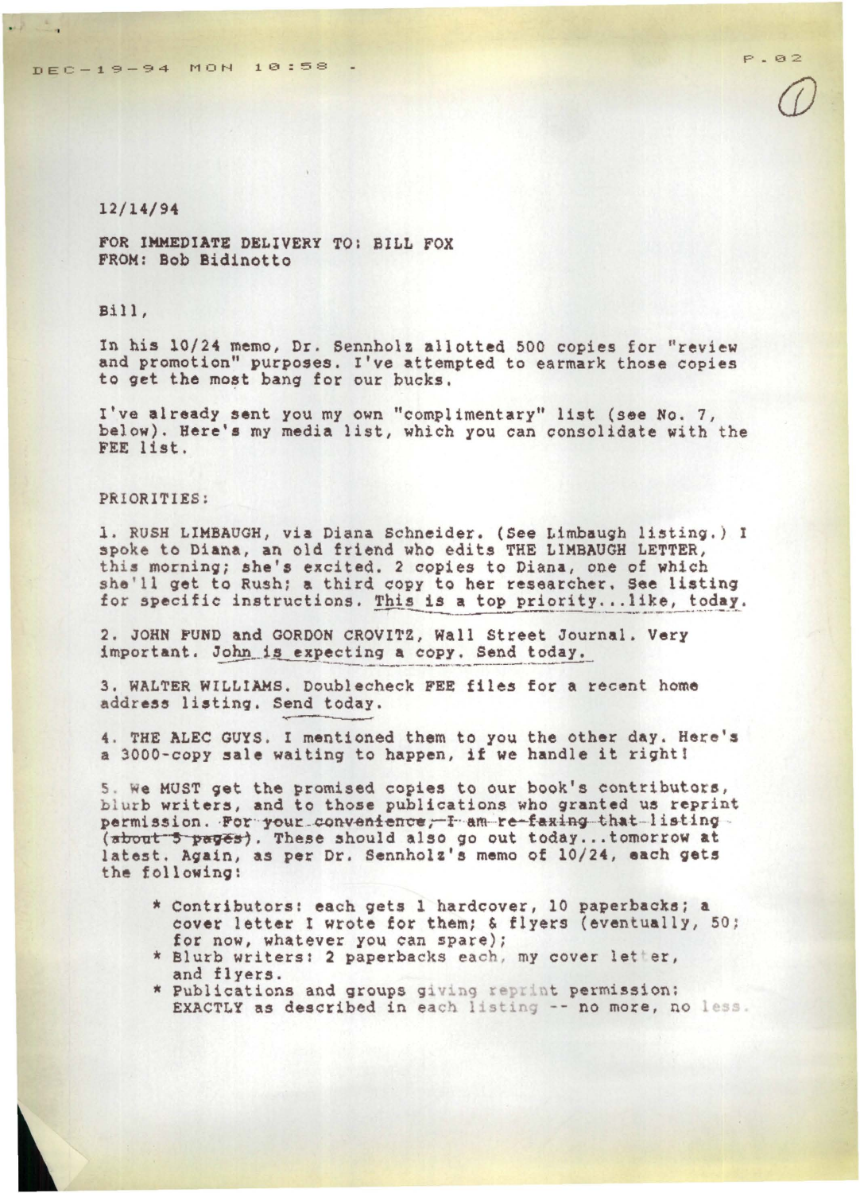12/14/94

**FOR IMMEDIATE DELIVERY TO: BILL FOX**
**FROM: Bob Bidinotto**

Bill,

In his 10/24 memo, Dr. Sennholz allotted 500 copies for "review and promotion" purposes. I've attempted to earmark those copies to get the most bang for our bucks.

I've already sent you my own "complimentary" list (see No. 7, below). Here's my media list, which you can consolidate with the FEE list.

PRIORITIES:

1. RUSH LIMBAUGH, via Diana Schneider. (See Limbaugh listing.) I spoke to Diana, an old friend who edits THE LIMBAUGH LETTER, this morning; she's excited. 2 copies to Diana, one of which she'll get to Rush; a third copy to her researcher. See listing for specific instructions. This is a top priority...like, today.

2. JOHN FUND and GORDON CROVITZ, Wall Street Journal. Very important. John is expecting a copy. Send today.

3. WALTER WILLIAMS. Doublecheck FEE files for a recent home address listing. Send today.

4. THE ALEC GUYS. I mentioned them to you the other day. Here's a 3000-copy sale waiting to happen, if we handle it right!

5. We MUST get the promised copies to our book's contributors, blurb writers, and to those publications who granted us reprint permission. ~~For your convenience, I am re-faxing that listing (about 5 pages)~~. These should also go out today...tomorrow at latest. Again, as per Dr. Sennholz's memo of 10/24, each gets the following:

   * Contributors: each gets 1 hardcover, 10 paperbacks; a cover letter I wrote for them; & flyers (eventually, 50; for now, whatever you can spare);
   * Blurb writers: 2 paperbacks each, my cover letter, and flyers.
   * Publications and groups giving reprint permission: EXACTLY as described in each listing -- no more, no less.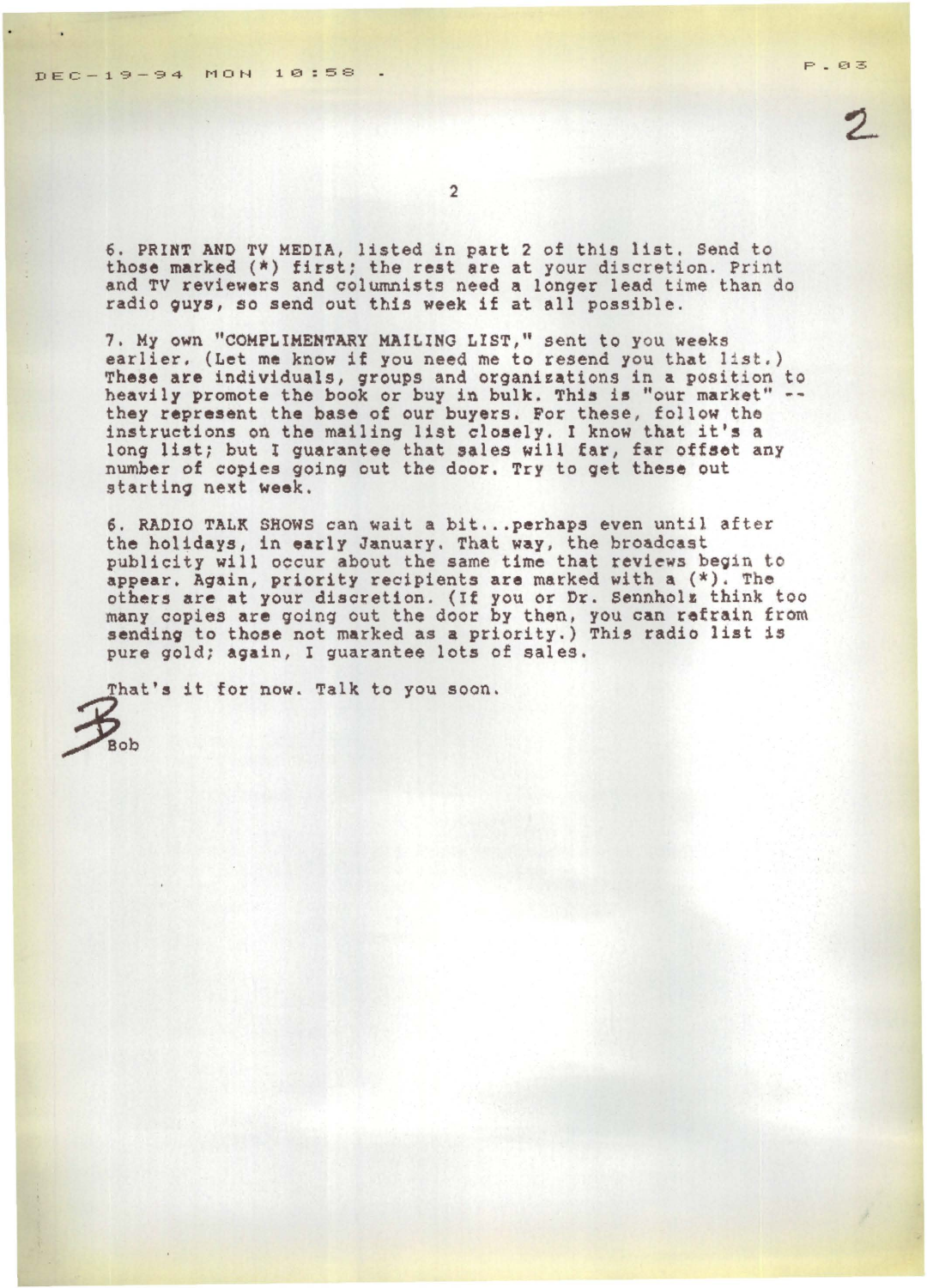6. **PRINT AND TV MEDIA**, listed in part 2 of this list. Send to those marked (*) first; the rest are at your discretion. Print and TV reviewers and columnists need a longer lead time than do radio guys, so send out this week if at all possible.

7. My own "COMPLIMENTARY MAILING LIST," sent to you weeks earlier. (Let me know if you need me to resend you that list.) These are individuals, groups and organizations in a position to heavily promote the book or buy in bulk. This is "our market" -- they represent the base of our buyers. For these, follow the instructions on the mailing list closely. I know that it's a long list; but I guarantee that sales will far, far offset any number of copies going out the door. Try to get these out starting next week.

6. RADIO TALK SHOWS can wait a bit...perhaps even until after the holidays, in early January. That way, the broadcast publicity will occur about the same time that reviews begin to appear. Again, priority recipients are marked with a (*). The others are at your discretion. (If you or Dr. Sennholz think too many copies are going out the door by then, you can refrain from sending to those not marked as a priority.) This radio list is pure gold; again, I guarantee lots of sales.

That's it for now. Talk to you soon.

Bob